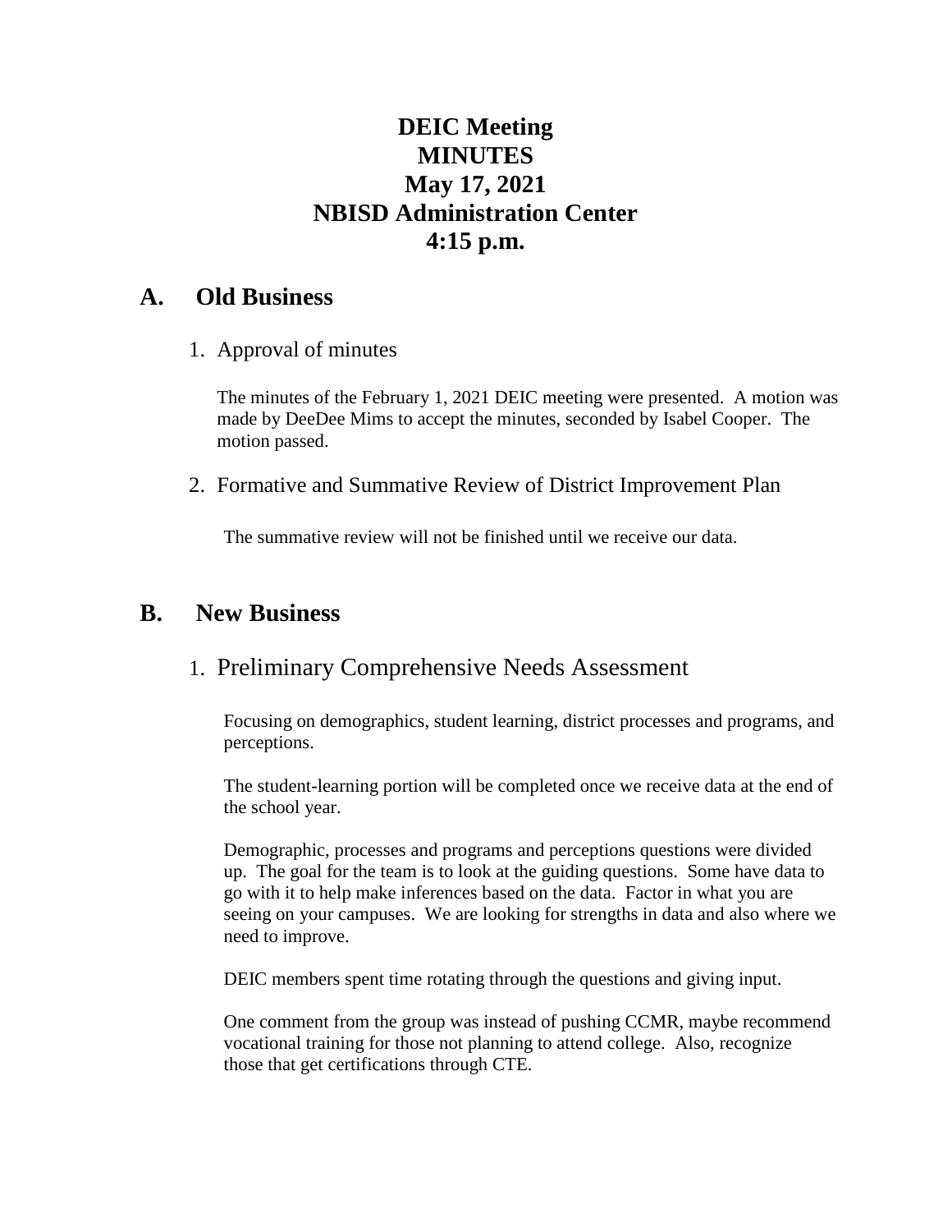# DEIC Meeting
# MINUTES
# May 17, 2021
# NBISD Administration Center
# 4:15 p.m.

## A. Old Business

1. Approval of minutes

   The minutes of the February 1, 2021 DEIC meeting were presented. A motion was made by DeeDee Mims to accept the minutes, seconded by Isabel Cooper. The motion passed.

2. Formative and Summative Review of District Improvement Plan

   The summative review will not be finished until we receive our data.

## B. New Business

1. Preliminary Comprehensive Needs Assessment

   Focusing on demographics, student learning, district processes and programs, and perceptions.

   The student-learning portion will be completed once we receive data at the end of the school year.

   Demographic, processes and programs and perceptions questions were divided up. The goal for the team is to look at the guiding questions. Some have data to go with it to help make inferences based on the data. Factor in what you are seeing on your campuses. We are looking for strengths in data and also where we need to improve.

   DEIC members spent time rotating through the questions and giving input.

   One comment from the group was instead of pushing CCMR, maybe recommend vocational training for those not planning to attend college. Also, recognize those that get certifications through CTE.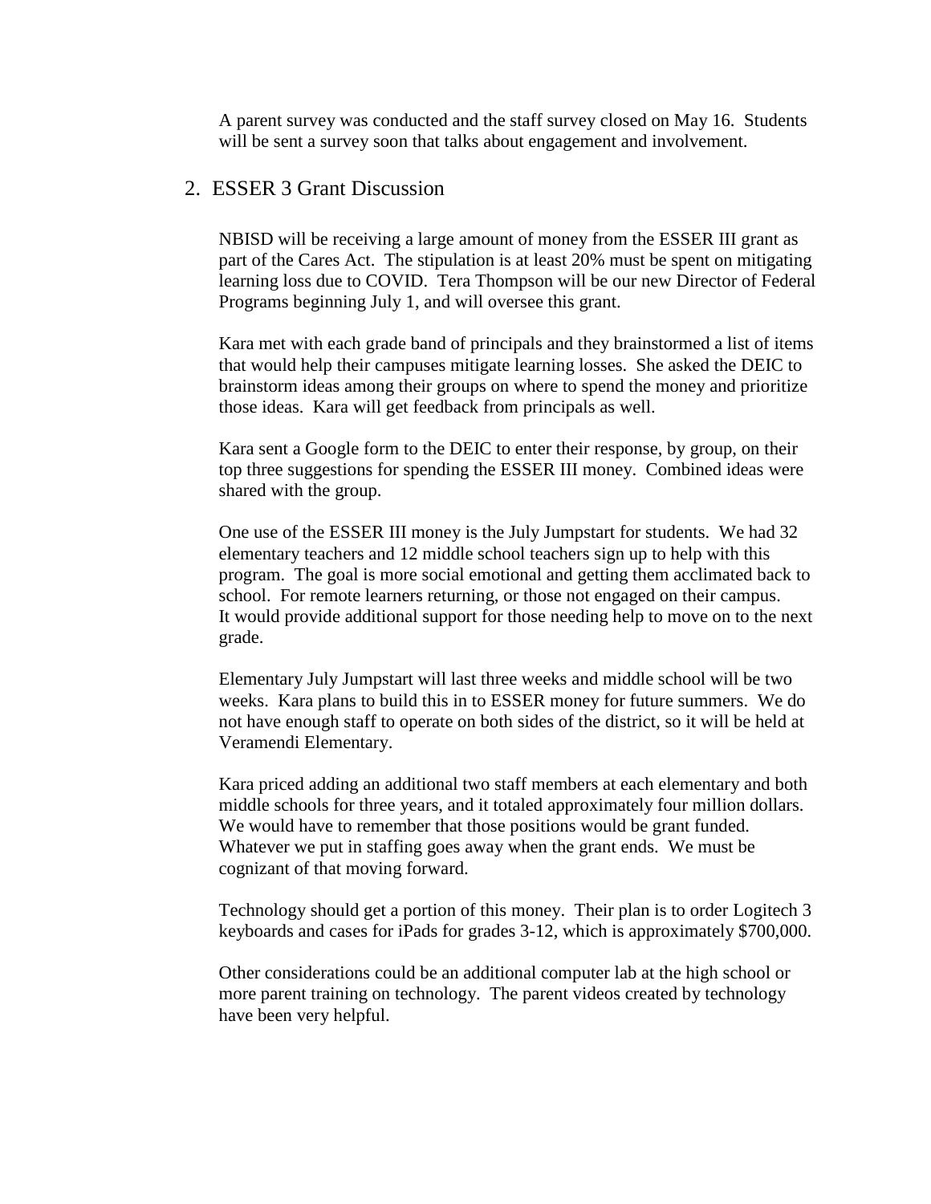A parent survey was conducted and the staff survey closed on May 16. Students will be sent a survey soon that talks about engagement and involvement.

## 2. ESSER 3 Grant Discussion

NBISD will be receiving a large amount of money from the ESSER III grant as part of the Cares Act. The stipulation is at least 20% must be spent on mitigating learning loss due to COVID. Tera Thompson will be our new Director of Federal Programs beginning July 1, and will oversee this grant.

Kara met with each grade band of principals and they brainstormed a list of items that would help their campuses mitigate learning losses. She asked the DEIC to brainstorm ideas among their groups on where to spend the money and prioritize those ideas. Kara will get feedback from principals as well.

Kara sent a Google form to the DEIC to enter their response, by group, on their top three suggestions for spending the ESSER III money. Combined ideas were shared with the group.

One use of the ESSER III money is the July Jumpstart for students. We had 32 elementary teachers and 12 middle school teachers sign up to help with this program. The goal is more social emotional and getting them acclimated back to school. For remote learners returning, or those not engaged on their campus. It would provide additional support for those needing help to move on to the next grade.

Elementary July Jumpstart will last three weeks and middle school will be two weeks. Kara plans to build this in to ESSER money for future summers. We do not have enough staff to operate on both sides of the district, so it will be held at Veramendi Elementary.

Kara priced adding an additional two staff members at each elementary and both middle schools for three years, and it totaled approximately four million dollars. We would have to remember that those positions would be grant funded. Whatever we put in staffing goes away when the grant ends. We must be cognizant of that moving forward.

Technology should get a portion of this money. Their plan is to order Logitech 3 keyboards and cases for iPads for grades 3-12, which is approximately $700,000.

Other considerations could be an additional computer lab at the high school or more parent training on technology. The parent videos created by technology have been very helpful.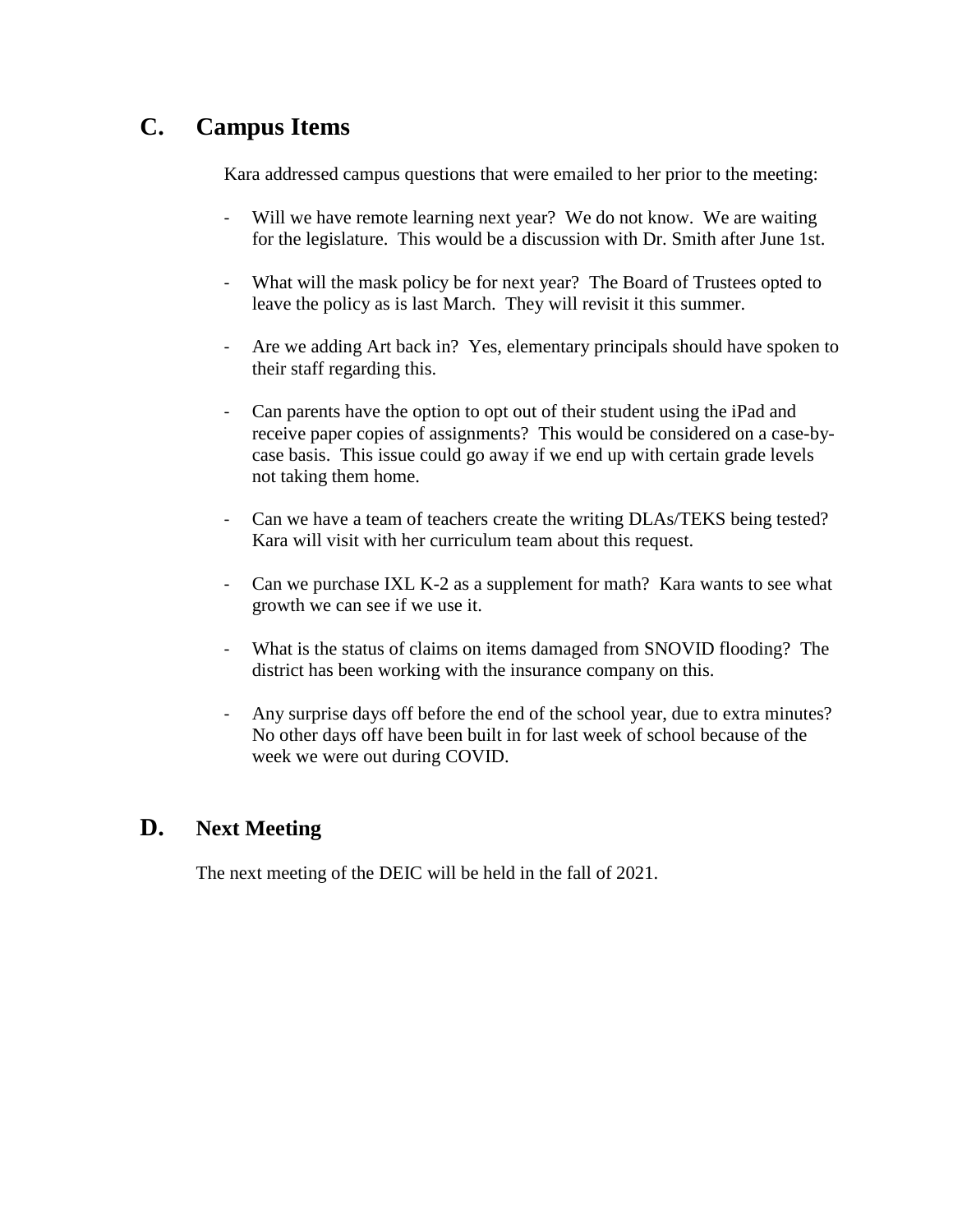## C. Campus Items

Kara addressed campus questions that were emailed to her prior to the meeting:

- Will we have remote learning next year? We do not know. We are waiting for the legislature. This would be a discussion with Dr. Smith after June 1st.

- What will the mask policy be for next year? The Board of Trustees opted to leave the policy as is last March. They will revisit it this summer.

- Are we adding Art back in? Yes, elementary principals should have spoken to their staff regarding this.

- Can parents have the option to opt out of their student using the iPad and receive paper copies of assignments? This would be considered on a case-by-case basis. This issue could go away if we end up with certain grade levels not taking them home.

- Can we have a team of teachers create the writing DLAs/TEKS being tested? Kara will visit with her curriculum team about this request.

- Can we purchase IXL K-2 as a supplement for math? Kara wants to see what growth we can see if we use it.

- What is the status of claims on items damaged from SNOVID flooding? The district has been working with the insurance company on this.

- Any surprise days off before the end of the school year, due to extra minutes? No other days off have been built in for last week of school because of the week we were out during COVID.

## D. Next Meeting

The next meeting of the DEIC will be held in the fall of 2021.